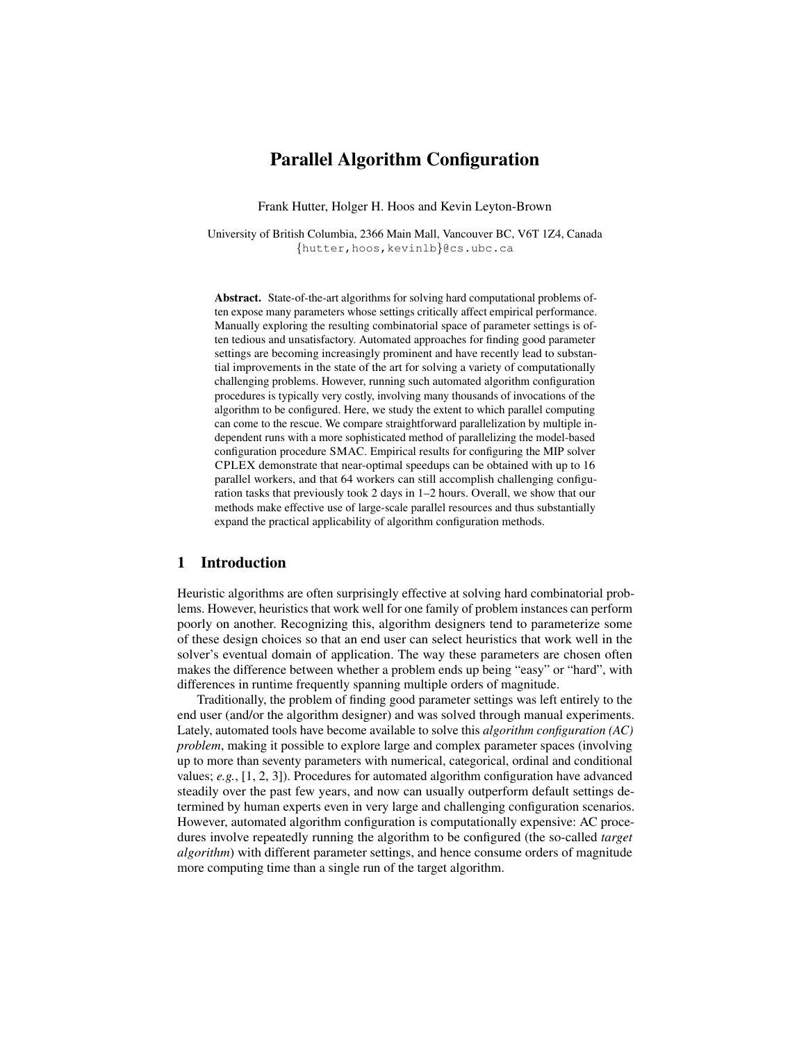# Parallel Algorithm Configuration

Frank Hutter, Holger H. Hoos and Kevin Leyton-Brown

University of British Columbia, 2366 Main Mall, Vancouver BC, V6T 1Z4, Canada
{hutter,hoos,kevinlb}@cs.ubc.ca

**Abstract.** State-of-the-art algorithms for solving hard computational problems often expose many parameters whose settings critically affect empirical performance. Manually exploring the resulting combinatorial space of parameter settings is often tedious and unsatisfactory. Automated approaches for finding good parameter settings are becoming increasingly prominent and have recently lead to substantial improvements in the state of the art for solving a variety of computationally challenging problems. However, running such automated algorithm configuration procedures is typically very costly, involving many thousands of invocations of the algorithm to be configured. Here, we study the extent to which parallel computing can come to the rescue. We compare straightforward parallelization by multiple independent runs with a more sophisticated method of parallelizing the model-based configuration procedure SMAC. Empirical results for configuring the MIP solver CPLEX demonstrate that near-optimal speedups can be obtained with up to 16 parallel workers, and that 64 workers can still accomplish challenging configuration tasks that previously took 2 days in 1–2 hours. Overall, we show that our methods make effective use of large-scale parallel resources and thus substantially expand the practical applicability of algorithm configuration methods.

## 1 Introduction

Heuristic algorithms are often surprisingly effective at solving hard combinatorial problems. However, heuristics that work well for one family of problem instances can perform poorly on another. Recognizing this, algorithm designers tend to parameterize some of these design choices so that an end user can select heuristics that work well in the solver's eventual domain of application. The way these parameters are chosen often makes the difference between whether a problem ends up being "easy" or "hard", with differences in runtime frequently spanning multiple orders of magnitude.

Traditionally, the problem of finding good parameter settings was left entirely to the end user (and/or the algorithm designer) and was solved through manual experiments. Lately, automated tools have become available to solve this *algorithm configuration (AC) problem*, making it possible to explore large and complex parameter spaces (involving up to more than seventy parameters with numerical, categorical, ordinal and conditional values; *e.g.*, [1, 2, 3]). Procedures for automated algorithm configuration have advanced steadily over the past few years, and now can usually outperform default settings determined by human experts even in very large and challenging configuration scenarios. However, automated algorithm configuration is computationally expensive: AC procedures involve repeatedly running the algorithm to be configured (the so-called *target algorithm*) with different parameter settings, and hence consume orders of magnitude more computing time than a single run of the target algorithm.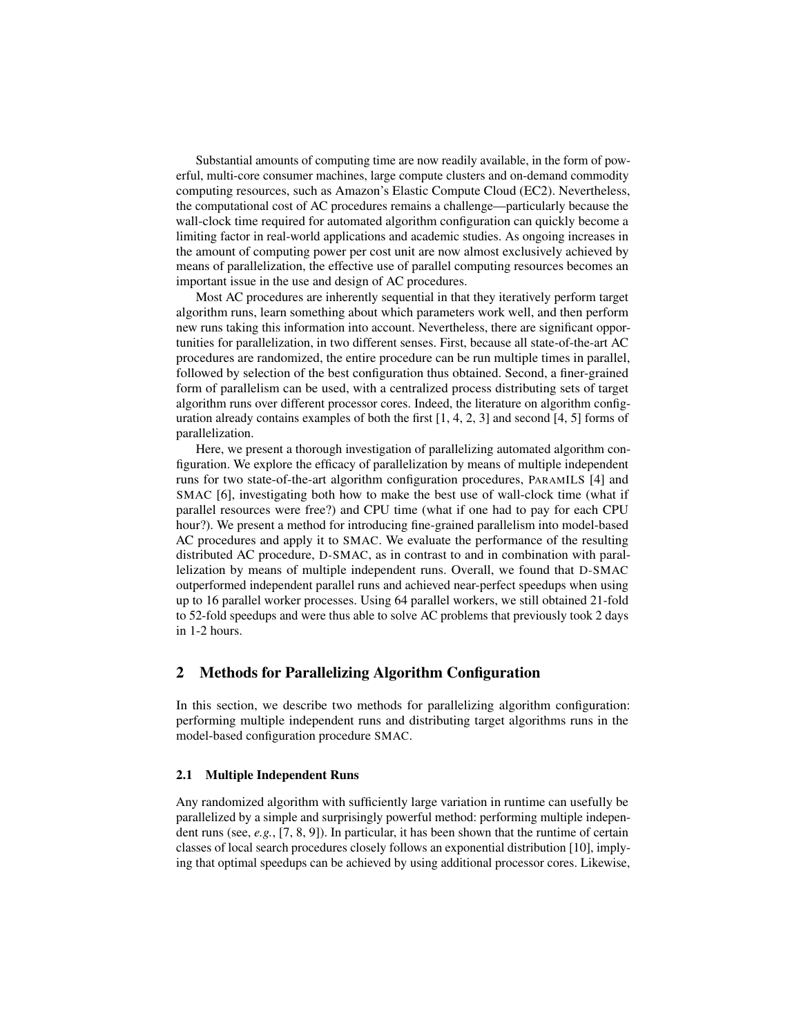Substantial amounts of computing time are now readily available, in the form of powerful, multi-core consumer machines, large compute clusters and on-demand commodity computing resources, such as Amazon's Elastic Compute Cloud (EC2). Nevertheless, the computational cost of AC procedures remains a challenge—particularly because the wall-clock time required for automated algorithm configuration can quickly become a limiting factor in real-world applications and academic studies. As ongoing increases in the amount of computing power per cost unit are now almost exclusively achieved by means of parallelization, the effective use of parallel computing resources becomes an important issue in the use and design of AC procedures.

Most AC procedures are inherently sequential in that they iteratively perform target algorithm runs, learn something about which parameters work well, and then perform new runs taking this information into account. Nevertheless, there are significant opportunities for parallelization, in two different senses. First, because all state-of-the-art AC procedures are randomized, the entire procedure can be run multiple times in parallel, followed by selection of the best configuration thus obtained. Second, a finer-grained form of parallelism can be used, with a centralized process distributing sets of target algorithm runs over different processor cores. Indeed, the literature on algorithm configuration already contains examples of both the first [1, 4, 2, 3] and second [4, 5] forms of parallelization.

Here, we present a thorough investigation of parallelizing automated algorithm configuration. We explore the efficacy of parallelization by means of multiple independent runs for two state-of-the-art algorithm configuration procedures, PARAMILS [4] and SMAC [6], investigating both how to make the best use of wall-clock time (what if parallel resources were free?) and CPU time (what if one had to pay for each CPU hour?). We present a method for introducing fine-grained parallelism into model-based AC procedures and apply it to SMAC. We evaluate the performance of the resulting distributed AC procedure, D-SMAC, as in contrast to and in combination with parallelization by means of multiple independent runs. Overall, we found that D-SMAC outperformed independent parallel runs and achieved near-perfect speedups when using up to 16 parallel worker processes. Using 64 parallel workers, we still obtained 21-fold to 52-fold speedups and were thus able to solve AC problems that previously took 2 days in 1-2 hours.

## 2 Methods for Parallelizing Algorithm Configuration

In this section, we describe two methods for parallelizing algorithm configuration: performing multiple independent runs and distributing target algorithms runs in the model-based configuration procedure SMAC.

### 2.1 Multiple Independent Runs

Any randomized algorithm with sufficiently large variation in runtime can usefully be parallelized by a simple and surprisingly powerful method: performing multiple independent runs (see, *e.g.*, [7, 8, 9]). In particular, it has been shown that the runtime of certain classes of local search procedures closely follows an exponential distribution [10], implying that optimal speedups can be achieved by using additional processor cores. Likewise,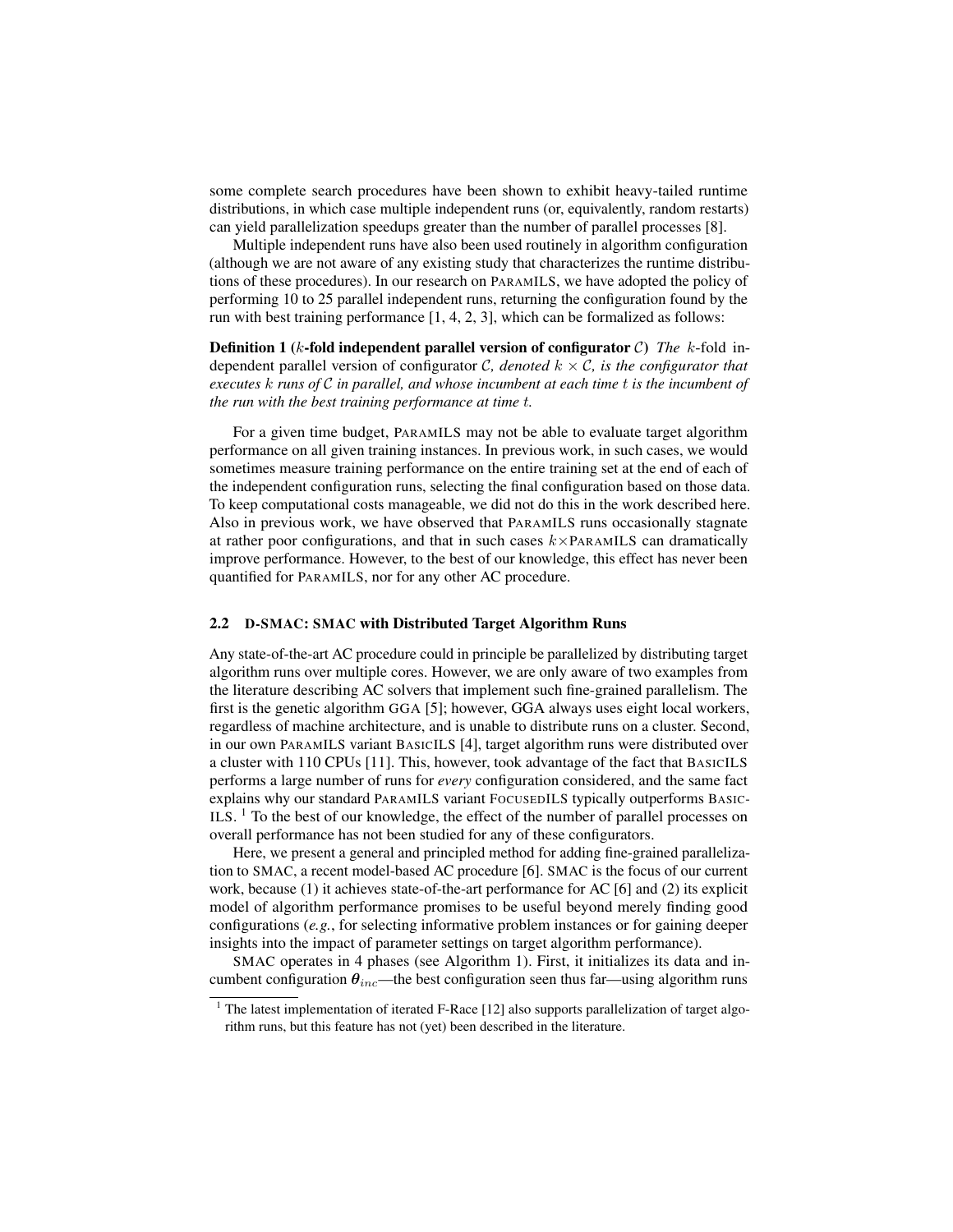some complete search procedures have been shown to exhibit heavy-tailed runtime distributions, in which case multiple independent runs (or, equivalently, random restarts) can yield parallelization speedups greater than the number of parallel processes [8].

Multiple independent runs have also been used routinely in algorithm configuration (although we are not aware of any existing study that characterizes the runtime distributions of these procedures). In our research on PARAMILS, we have adopted the policy of performing 10 to 25 parallel independent runs, returning the configuration found by the run with best training performance [1, 4, 2, 3], which can be formalized as follows:

**Definition 1 ($k$-fold independent parallel version of configurator $\mathcal{C}$)** *The* $k$-fold independent parallel version of configurator $\mathcal{C}$*, denoted* $k \times \mathcal{C}$*, is the configurator that executes* $k$ *runs of* $\mathcal{C}$ *in parallel, and whose incumbent at each time* $t$ *is the incumbent of the run with the best training performance at time* $t$*.*

For a given time budget, PARAMILS may not be able to evaluate target algorithm performance on all given training instances. In previous work, in such cases, we would sometimes measure training performance on the entire training set at the end of each of the independent configuration runs, selecting the final configuration based on those data. To keep computational costs manageable, we did not do this in the work described here. Also in previous work, we have observed that PARAMILS runs occasionally stagnate at rather poor configurations, and that in such cases $k\times$PARAMILS can dramatically improve performance. However, to the best of our knowledge, this effect has never been quantified for PARAMILS, nor for any other AC procedure.

### 2.2 D-SMAC: SMAC with Distributed Target Algorithm Runs

Any state-of-the-art AC procedure could in principle be parallelized by distributing target algorithm runs over multiple cores. However, we are only aware of two examples from the literature describing AC solvers that implement such fine-grained parallelism. The first is the genetic algorithm GGA [5]; however, GGA always uses eight local workers, regardless of machine architecture, and is unable to distribute runs on a cluster. Second, in our own PARAMILS variant BASICILS [4], target algorithm runs were distributed over a cluster with 110 CPUs [11]. This, however, took advantage of the fact that BASICILS performs a large number of runs for *every* configuration considered, and the same fact explains why our standard PARAMILS variant FOCUSEDILS typically outperforms BASICILS. [1] To the best of our knowledge, the effect of the number of parallel processes on overall performance has not been studied for any of these configurators.

Here, we present a general and principled method for adding fine-grained parallelization to SMAC, a recent model-based AC procedure [6]. SMAC is the focus of our current work, because (1) it achieves state-of-the-art performance for AC [6] and (2) its explicit model of algorithm performance promises to be useful beyond merely finding good configurations (*e.g.*, for selecting informative problem instances or for gaining deeper insights into the impact of parameter settings on target algorithm performance).

SMAC operates in 4 phases (see Algorithm 1). First, it initializes its data and incumbent configuration $\boldsymbol{\theta}_{inc}$—the best configuration seen thus far—using algorithm runs

[1] The latest implementation of iterated F-Race [12] also supports parallelization of target algorithm runs, but this feature has not (yet) been described in the literature.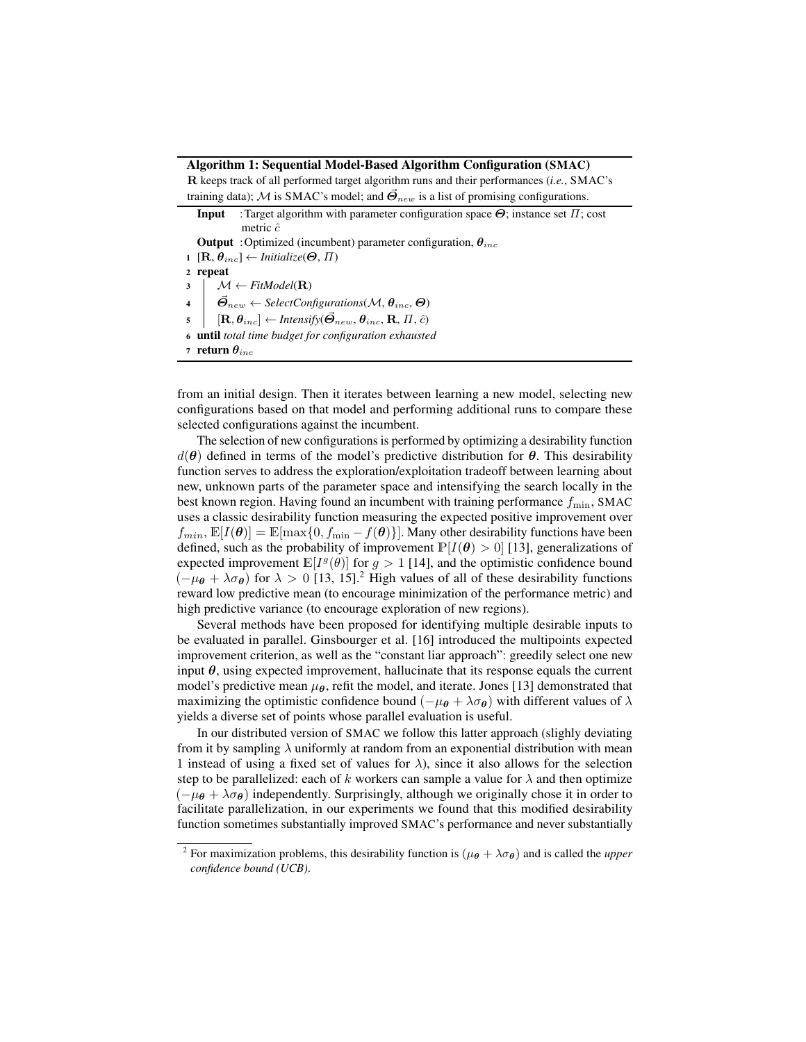**Algorithm 1: Sequential Model-Based Algorithm Configuration (SMAC)**

$\mathbf{R}$ keeps track of all performed target algorithm runs and their performances (*i.e.*, SMAC's training data); $\mathcal{M}$ is SMAC's model; and $\vec{\boldsymbol{\Theta}}_{new}$ is a list of promising configurations.

**Input** : Target algorithm with parameter configuration space $\boldsymbol{\Theta}$; instance set $\Pi$; cost metric $\hat{c}$

**Output** : Optimized (incumbent) parameter configuration, $\boldsymbol{\theta}_{inc}$

```
1  [R, θ_inc] ← Initialize(Θ, Π)
2  repeat
3     M ← FitModel(R)
4     Θ⃗_new ← SelectConfigurations(M, θ_inc, Θ)
5     [R, θ_inc] ← Intensify(Θ⃗_new, θ_inc, R, Π, ĉ)
6  until total time budget for configuration exhausted
7  return θ_inc
```

from an initial design. Then it iterates between learning a new model, selecting new configurations based on that model and performing additional runs to compare these selected configurations against the incumbent.

The selection of new configurations is performed by optimizing a desirability function $d(\boldsymbol{\theta})$ defined in terms of the model's predictive distribution for $\boldsymbol{\theta}$. This desirability function serves to address the exploration/exploitation tradeoff between learning about new, unknown parts of the parameter space and intensifying the search locally in the best known region. Having found an incumbent with training performance $f_{\min}$, SMAC uses a classic desirability function measuring the expected positive improvement over $f_{min}$, $\mathbb{E}[I(\boldsymbol{\theta})] = \mathbb{E}[\max\{0, f_{\min} - f(\boldsymbol{\theta})\}]$. Many other desirability functions have been defined, such as the probability of improvement $\mathbb{P}[I(\boldsymbol{\theta}) > 0]$ [13], generalizations of expected improvement $\mathbb{E}[I^g(\theta)]$ for $g > 1$ [14], and the optimistic confidence bound $(-\mu_{\boldsymbol{\theta}} + \lambda\sigma_{\boldsymbol{\theta}})$ for $\lambda > 0$ [13, 15].[2] High values of all of these desirability functions reward low predictive mean (to encourage minimization of the performance metric) and high predictive variance (to encourage exploration of new regions).

Several methods have been proposed for identifying multiple desirable inputs to be evaluated in parallel. Ginsbourger et al. [16] introduced the multipoints expected improvement criterion, as well as the "constant liar approach": greedily select one new input $\boldsymbol{\theta}$, using expected improvement, hallucinate that its response equals the current model's predictive mean $\mu_{\boldsymbol{\theta}}$, refit the model, and iterate. Jones [13] demonstrated that maximizing the optimistic confidence bound $(-\mu_{\boldsymbol{\theta}} + \lambda\sigma_{\boldsymbol{\theta}})$ with different values of $\lambda$ yields a diverse set of points whose parallel evaluation is useful.

In our distributed version of SMAC we follow this latter approach (slighly deviating from it by sampling $\lambda$ uniformly at random from an exponential distribution with mean 1 instead of using a fixed set of values for $\lambda$), since it also allows for the selection step to be parallelized: each of $k$ workers can sample a value for $\lambda$ and then optimize $(-\mu_{\boldsymbol{\theta}} + \lambda\sigma_{\boldsymbol{\theta}})$ independently. Surprisingly, although we originally chose it in order to facilitate parallelization, in our experiments we found that this modified desirability function sometimes substantially improved SMAC's performance and never substantially

[2] For maximization problems, this desirability function is $(\mu_{\boldsymbol{\theta}} + \lambda\sigma_{\boldsymbol{\theta}})$ and is called the *upper confidence bound (UCB)*.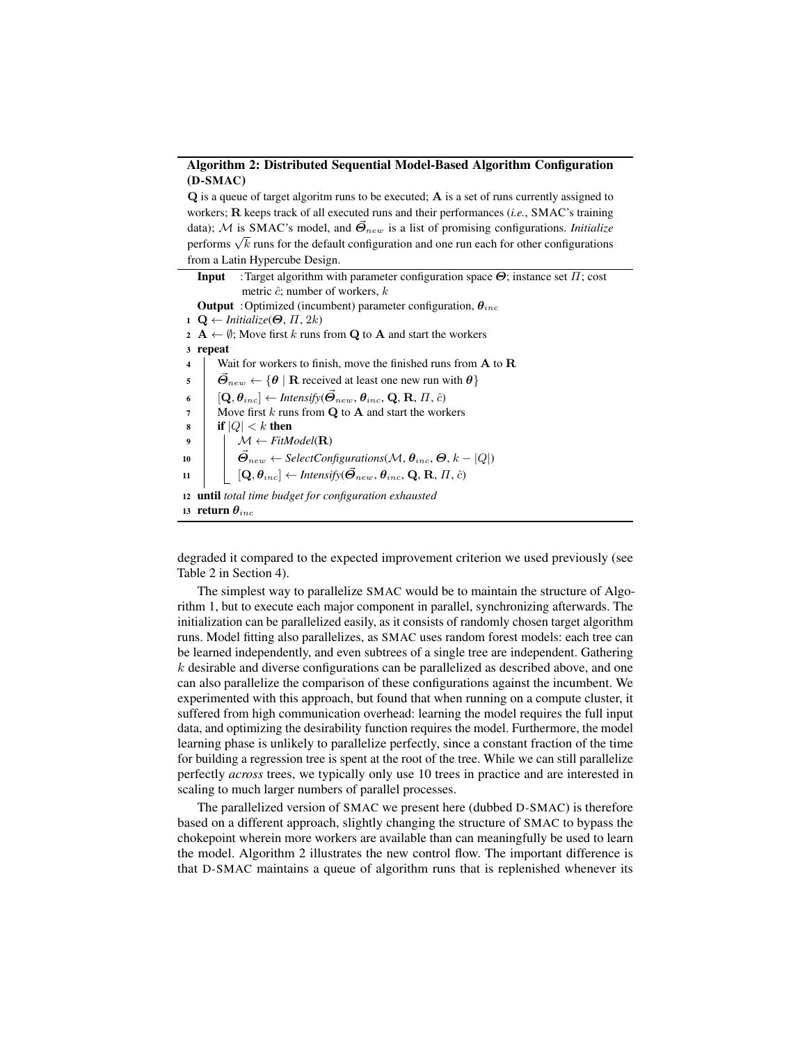**Algorithm 2: Distributed Sequential Model-Based Algorithm Configuration (D-SMAC)**

$\mathbf{Q}$ is a queue of target algoritm runs to be executed; $\mathbf{A}$ is a set of runs currently assigned to workers; $\mathbf{R}$ keeps track of all executed runs and their performances (*i.e.*, SMAC's training data); $\mathcal{M}$ is SMAC's model, and $\vec{\Theta}_{new}$ is a list of promising configurations. *Initialize* performs $\sqrt{k}$ runs for the default configuration and one run each for other configurations from a Latin Hypercube Design.

**Input** : Target algorithm with parameter configuration space $\Theta$; instance set $\Pi$; cost metric $\hat{c}$; number of workers, $k$

**Output** : Optimized (incumbent) parameter configuration, $\boldsymbol{\theta}_{inc}$

1. $\mathbf{Q} \leftarrow$ *Initialize*($\Theta$, $\Pi$, $2k$)
2. $\mathbf{A} \leftarrow \emptyset$; Move first $k$ runs from $\mathbf{Q}$ to $\mathbf{A}$ and start the workers
3. **repeat**
4. Wait for workers to finish, move the finished runs from $\mathbf{A}$ to $\mathbf{R}$
5. $\vec{\Theta}_{new} \leftarrow \{\boldsymbol{\theta} \mid \mathbf{R}$ received at least one new run with $\boldsymbol{\theta}\}$
6. $[\mathbf{Q}, \boldsymbol{\theta}_{inc}] \leftarrow$ *Intensify*($\vec{\Theta}_{new}$, $\boldsymbol{\theta}_{inc}$, $\mathbf{Q}$, $\mathbf{R}$, $\Pi$, $\hat{c}$)
7. Move first $k$ runs from $\mathbf{Q}$ to $\mathbf{A}$ and start the workers
8. **if** $|Q| < k$ **then**
9. $\mathcal{M} \leftarrow$ *FitModel*($\mathbf{R}$)
10. $\vec{\Theta}_{new} \leftarrow$ *SelectConfigurations*($\mathcal{M}$, $\boldsymbol{\theta}_{inc}$, $\Theta$, $k - |Q|$)
11. $[\mathbf{Q}, \boldsymbol{\theta}_{inc}] \leftarrow$ *Intensify*($\vec{\Theta}_{new}$, $\boldsymbol{\theta}_{inc}$, $\mathbf{Q}$, $\mathbf{R}$, $\Pi$, $\hat{c}$)
12. **until** *total time budget for configuration exhausted*
13. **return** $\boldsymbol{\theta}_{inc}$

degraded it compared to the expected improvement criterion we used previously (see Table 2 in Section 4).

The simplest way to parallelize SMAC would be to maintain the structure of Algorithm 1, but to execute each major component in parallel, synchronizing afterwards. The initialization can be parallelized easily, as it consists of randomly chosen target algorithm runs. Model fitting also parallelizes, as SMAC uses random forest models: each tree can be learned independently, and even subtrees of a single tree are independent. Gathering $k$ desirable and diverse configurations can be parallelized as described above, and one can also parallelize the comparison of these configurations against the incumbent. We experimented with this approach, but found that when running on a compute cluster, it suffered from high communication overhead: learning the model requires the full input data, and optimizing the desirability function requires the model. Furthermore, the model learning phase is unlikely to parallelize perfectly, since a constant fraction of the time for building a regression tree is spent at the root of the tree. While we can still parallelize perfectly *across* trees, we typically only use 10 trees in practice and are interested in scaling to much larger numbers of parallel processes.

The parallelized version of SMAC we present here (dubbed D-SMAC) is therefore based on a different approach, slightly changing the structure of SMAC to bypass the chokepoint wherein more workers are available than can meaningfully be used to learn the model. Algorithm 2 illustrates the new control flow. The important difference is that D-SMAC maintains a queue of algorithm runs that is replenished whenever its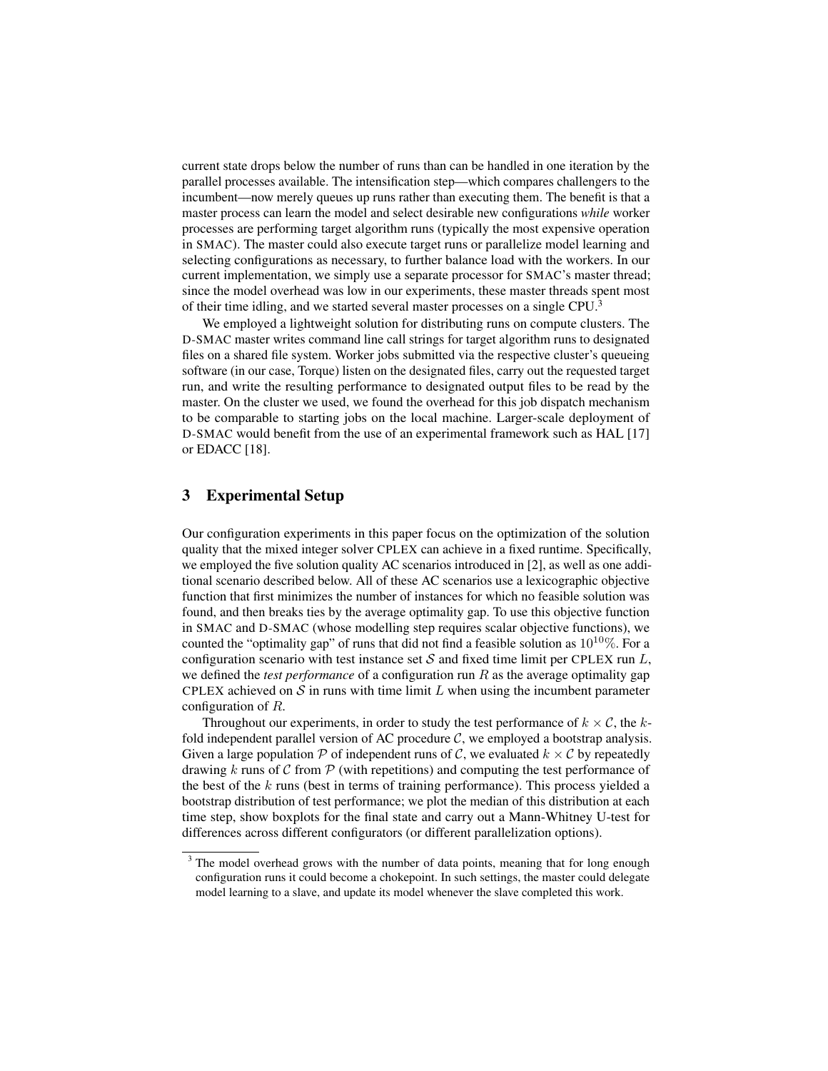current state drops below the number of runs than can be handled in one iteration by the parallel processes available. The intensification step—which compares challengers to the incumbent—now merely queues up runs rather than executing them. The benefit is that a master process can learn the model and select desirable new configurations *while* worker processes are performing target algorithm runs (typically the most expensive operation in SMAC). The master could also execute target runs or parallelize model learning and selecting configurations as necessary, to further balance load with the workers. In our current implementation, we simply use a separate processor for SMAC's master thread; since the model overhead was low in our experiments, these master threads spent most of their time idling, and we started several master processes on a single CPU.[3]

We employed a lightweight solution for distributing runs on compute clusters. The D-SMAC master writes command line call strings for target algorithm runs to designated files on a shared file system. Worker jobs submitted via the respective cluster's queueing software (in our case, Torque) listen on the designated files, carry out the requested target run, and write the resulting performance to designated output files to be read by the master. On the cluster we used, we found the overhead for this job dispatch mechanism to be comparable to starting jobs on the local machine. Larger-scale deployment of D-SMAC would benefit from the use of an experimental framework such as HAL [17] or EDACC [18].

## 3 Experimental Setup

Our configuration experiments in this paper focus on the optimization of the solution quality that the mixed integer solver CPLEX can achieve in a fixed runtime. Specifically, we employed the five solution quality AC scenarios introduced in [2], as well as one additional scenario described below. All of these AC scenarios use a lexicographic objective function that first minimizes the number of instances for which no feasible solution was found, and then breaks ties by the average optimality gap. To use this objective function in SMAC and D-SMAC (whose modelling step requires scalar objective functions), we counted the "optimality gap" of runs that did not find a feasible solution as $10^{10}\%$. For a configuration scenario with test instance set $\mathcal{S}$ and fixed time limit per CPLEX run $L$, we defined the *test performance* of a configuration run $R$ as the average optimality gap CPLEX achieved on $\mathcal{S}$ in runs with time limit $L$ when using the incumbent parameter configuration of $R$.

Throughout our experiments, in order to study the test performance of $k \times \mathcal{C}$, the $k$-fold independent parallel version of AC procedure $\mathcal{C}$, we employed a bootstrap analysis. Given a large population $\mathcal{P}$ of independent runs of $\mathcal{C}$, we evaluated $k \times \mathcal{C}$ by repeatedly drawing $k$ runs of $\mathcal{C}$ from $\mathcal{P}$ (with repetitions) and computing the test performance of the best of the $k$ runs (best in terms of training performance). This process yielded a bootstrap distribution of test performance; we plot the median of this distribution at each time step, show boxplots for the final state and carry out a Mann-Whitney U-test for differences across different configurators (or different parallelization options).

[3] The model overhead grows with the number of data points, meaning that for long enough configuration runs it could become a chokepoint. In such settings, the master could delegate model learning to a slave, and update its model whenever the slave completed this work.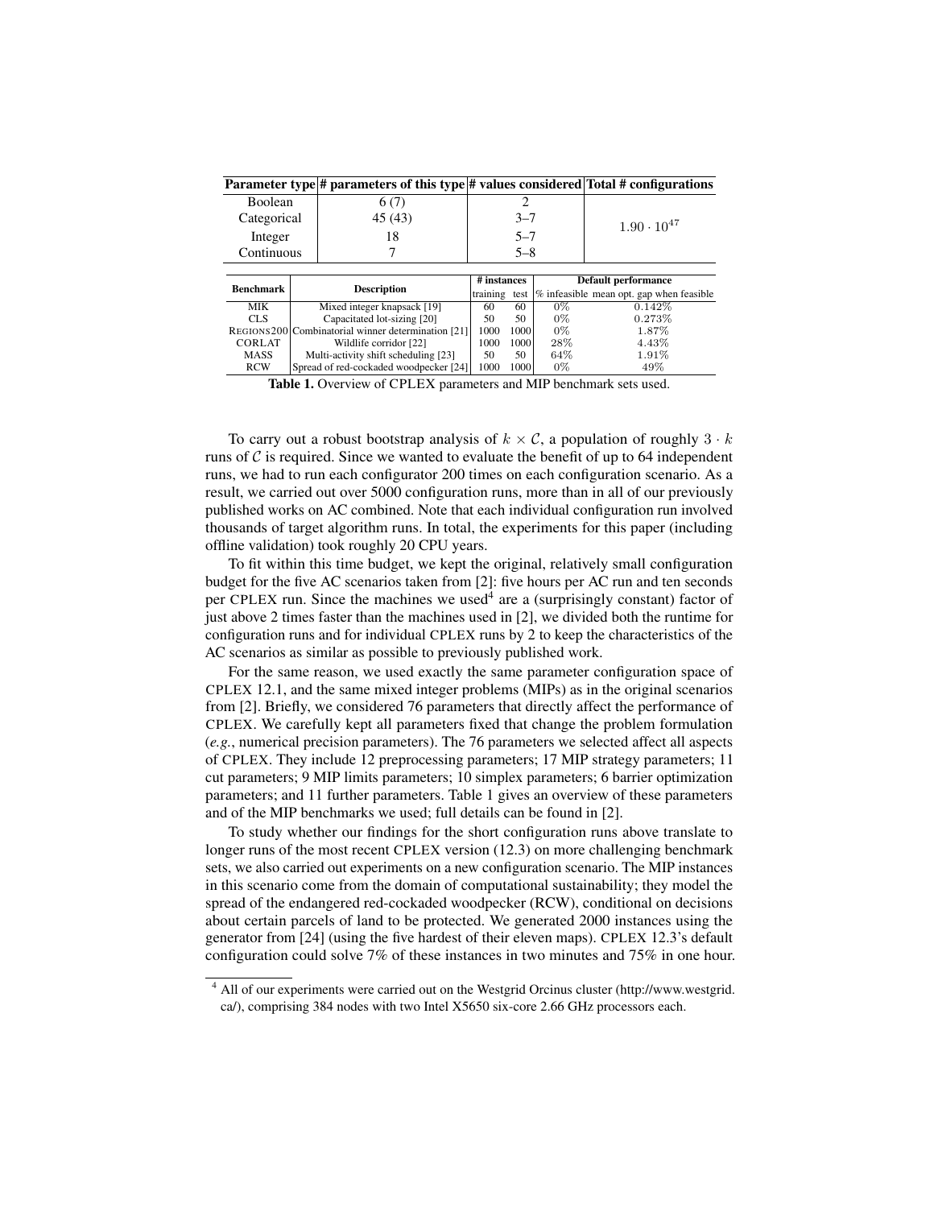| Parameter type | # parameters of this type | # values considered | Total # configurations |
|---|---|---|---|
| Boolean | 6 (7) | 2 | $1.90 \cdot 10^{47}$ |
| Categorical | 45 (43) | 3–7 | |
| Integer | 18 | 5–7 | |
| Continuous | 7 | 5–8 | |

| Benchmark | Description | # instances | | Default performance | |
|---|---|---|---|---|---|
| | | training | test | % infeasible | mean opt. gap when feasible |
| MIK | Mixed integer knapsack [19] | 60 | 60 | 0% | 0.142% |
| CLS | Capacitated lot-sizing [20] | 50 | 50 | 0% | 0.273% |
| REGIONS200 | Combinatorial winner determination [21] | 1000 | 1000 | 0% | 1.87% |
| CORLAT | Wildlife corridor [22] | 1000 | 1000 | 28% | 4.43% |
| MASS | Multi-activity shift scheduling [23] | 50 | 50 | 64% | 1.91% |
| RCW | Spread of red-cockaded woodpecker [24] | 1000 | 1000 | 0% | 49% |

**Table 1.** Overview of CPLEX parameters and MIP benchmark sets used.

To carry out a robust bootstrap analysis of $k \times \mathcal{C}$, a population of roughly $3 \cdot k$ runs of $\mathcal{C}$ is required. Since we wanted to evaluate the benefit of up to 64 independent runs, we had to run each configurator 200 times on each configuration scenario. As a result, we carried out over 5000 configuration runs, more than in all of our previously published works on AC combined. Note that each individual configuration run involved thousands of target algorithm runs. In total, the experiments for this paper (including offline validation) took roughly 20 CPU years.

To fit within this time budget, we kept the original, relatively small configuration budget for the five AC scenarios taken from [2]: five hours per AC run and ten seconds per CPLEX run. Since the machines we used[4] are a (surprisingly constant) factor of just above 2 times faster than the machines used in [2], we divided both the runtime for configuration runs and for individual CPLEX runs by 2 to keep the characteristics of the AC scenarios as similar as possible to previously published work.

For the same reason, we used exactly the same parameter configuration space of CPLEX 12.1, and the same mixed integer problems (MIPs) as in the original scenarios from [2]. Briefly, we considered 76 parameters that directly affect the performance of CPLEX. We carefully kept all parameters fixed that change the problem formulation (*e.g.*, numerical precision parameters). The 76 parameters we selected affect all aspects of CPLEX. They include 12 preprocessing parameters; 17 MIP strategy parameters; 11 cut parameters; 9 MIP limits parameters; 10 simplex parameters; 6 barrier optimization parameters; and 11 further parameters. Table 1 gives an overview of these parameters and of the MIP benchmarks we used; full details can be found in [2].

To study whether our findings for the short configuration runs above translate to longer runs of the most recent CPLEX version (12.3) on more challenging benchmark sets, we also carried out experiments on a new configuration scenario. The MIP instances in this scenario come from the domain of computational sustainability; they model the spread of the endangered red-cockaded woodpecker (RCW), conditional on decisions about certain parcels of land to be protected. We generated 2000 instances using the generator from [24] (using the five hardest of their eleven maps). CPLEX 12.3's default configuration could solve 7% of these instances in two minutes and 75% in one hour.

[4] All of our experiments were carried out on the Westgrid Orcinus cluster (http://www.westgrid.ca/), comprising 384 nodes with two Intel X5650 six-core 2.66 GHz processors each.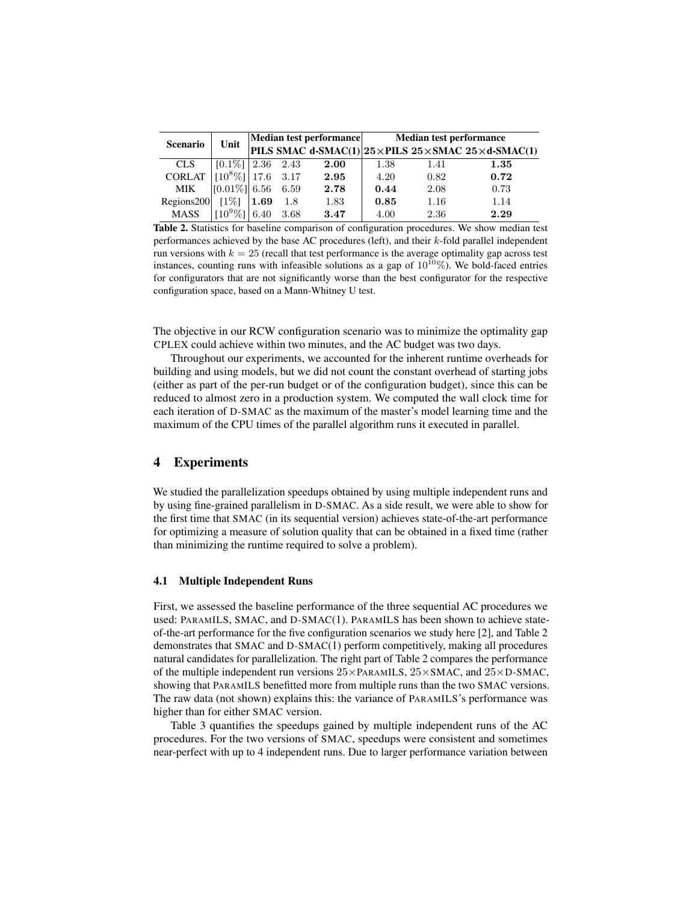| Scenario | Unit | Median test performance | | | Median test performance | | |
|---|---|---|---|---|---|---|---|
| | | **PILS** | **SMAC** | **d-SMAC(1)** | **25×PILS** | **25×SMAC** | **25×d-SMAC(1)** |
| CLS | $[0.1\%]$ | 2.36 | 2.43 | **2.00** | 1.38 | 1.41 | **1.35** |
| CORLAT | $[10^8\%]$ | 17.6 | 3.17 | **2.95** | 4.20 | 0.82 | **0.72** |
| MIK | $[0.01\%]$ | 6.56 | 6.59 | **2.78** | **0.44** | 2.08 | 0.73 |
| Regions200 | $[1\%]$ | **1.69** | 1.8 | 1.83 | **0.85** | 1.16 | 1.14 |
| MASS | $[10^9\%]$ | 6.40 | 3.68 | **3.47** | 4.00 | 2.36 | **2.29** |

**Table 2.** Statistics for baseline comparison of configuration procedures. We show median test performances achieved by the base AC procedures (left), and their $k$-fold parallel independent run versions with $k = 25$ (recall that test performance is the average optimality gap across test instances, counting runs with infeasible solutions as a gap of $10^{10}\%$). We bold-faced entries for configurators that are not significantly worse than the best configurator for the respective configuration space, based on a Mann-Whitney U test.

The objective in our RCW configuration scenario was to minimize the optimality gap CPLEX could achieve within two minutes, and the AC budget was two days.

Throughout our experiments, we accounted for the inherent runtime overheads for building and using models, but we did not count the constant overhead of starting jobs (either as part of the per-run budget or of the configuration budget), since this can be reduced to almost zero in a production system. We computed the wall clock time for each iteration of D-SMAC as the maximum of the master's model learning time and the maximum of the CPU times of the parallel algorithm runs it executed in parallel.

## 4 Experiments

We studied the parallelization speedups obtained by using multiple independent runs and by using fine-grained parallelism in D-SMAC. As a side result, we were able to show for the first time that SMAC (in its sequential version) achieves state-of-the-art performance for optimizing a measure of solution quality that can be obtained in a fixed time (rather than minimizing the runtime required to solve a problem).

### 4.1 Multiple Independent Runs

First, we assessed the baseline performance of the three sequential AC procedures we used: PARAMILS, SMAC, and D-SMAC(1). PARAMILS has been shown to achieve state-of-the-art performance for the five configuration scenarios we study here [2], and Table 2 demonstrates that SMAC and D-SMAC(1) perform competitively, making all procedures natural candidates for parallelization. The right part of Table 2 compares the performance of the multiple independent run versions 25×PARAMILS, 25×SMAC, and 25×D-SMAC, showing that PARAMILS benefitted more from multiple runs than the two SMAC versions. The raw data (not shown) explains this: the variance of PARAMILS's performance was higher than for either SMAC version.

Table 3 quantifies the speedups gained by multiple independent runs of the AC procedures. For the two versions of SMAC, speedups were consistent and sometimes near-perfect with up to 4 independent runs. Due to larger performance variation between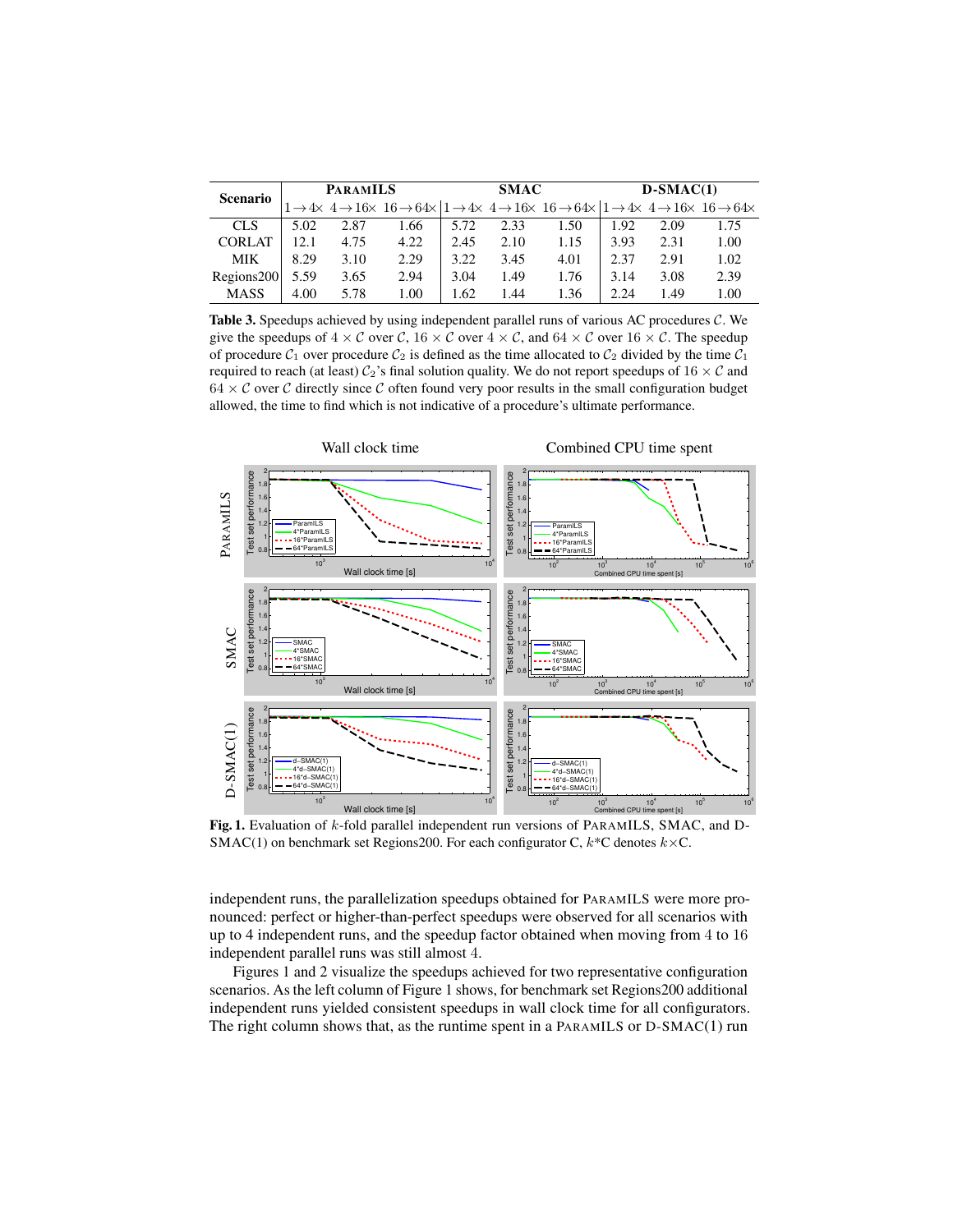| Scenario | ParamILS | | | SMAC | | | D-SMAC(1) | | |
|---|---|---|---|---|---|---|---|---|---|
| | $1\to4\times$ | $4\to16\times$ | $16\to64\times$ | $1\to4\times$ | $4\to16\times$ | $16\to64\times$ | $1\to4\times$ | $4\to16\times$ | $16\to64\times$ |
| CLS | 5.02 | 2.87 | 1.66 | 5.72 | 2.33 | 1.50 | 1.92 | 2.09 | 1.75 |
| CORLAT | 12.1 | 4.75 | 4.22 | 2.45 | 2.10 | 1.15 | 3.93 | 2.31 | 1.00 |
| MIK | 8.29 | 3.10 | 2.29 | 3.22 | 3.45 | 4.01 | 2.37 | 2.91 | 1.02 |
| Regions200 | 5.59 | 3.65 | 2.94 | 3.04 | 1.49 | 1.76 | 3.14 | 3.08 | 2.39 |
| MASS | 4.00 | 5.78 | 1.00 | 1.62 | 1.44 | 1.36 | 2.24 | 1.49 | 1.00 |

**Table 3.** Speedups achieved by using independent parallel runs of various AC procedures $\mathcal{C}$. We give the speedups of $4 \times \mathcal{C}$ over $\mathcal{C}$, $16 \times \mathcal{C}$ over $4 \times \mathcal{C}$, and $64 \times \mathcal{C}$ over $16 \times \mathcal{C}$. The speedup of procedure $\mathcal{C}_1$ over procedure $\mathcal{C}_2$ is defined as the time allocated to $\mathcal{C}_2$ divided by the time $\mathcal{C}_1$ required to reach (at least) $\mathcal{C}_2$'s final solution quality. We do not report speedups of $16 \times \mathcal{C}$ and $64 \times \mathcal{C}$ over $\mathcal{C}$ directly since $\mathcal{C}$ often found very poor results in the small configuration budget allowed, the time to find which is not indicative of a procedure's ultimate performance.

**Fig. 1.** Evaluation of $k$-fold parallel independent run versions of ParamILS, SMAC, and D-SMAC(1) on benchmark set Regions200. For each configurator C, $k$*C denotes $k\times$C.

independent runs, the parallelization speedups obtained for ParamILS were more pronounced: perfect or higher-than-perfect speedups were observed for all scenarios with up to 4 independent runs, and the speedup factor obtained when moving from 4 to 16 independent parallel runs was still almost 4.

Figures 1 and 2 visualize the speedups achieved for two representative configuration scenarios. As the left column of Figure 1 shows, for benchmark set Regions200 additional independent runs yielded consistent speedups in wall clock time for all configurators. The right column shows that, as the runtime spent in a ParamILS or D-SMAC(1) run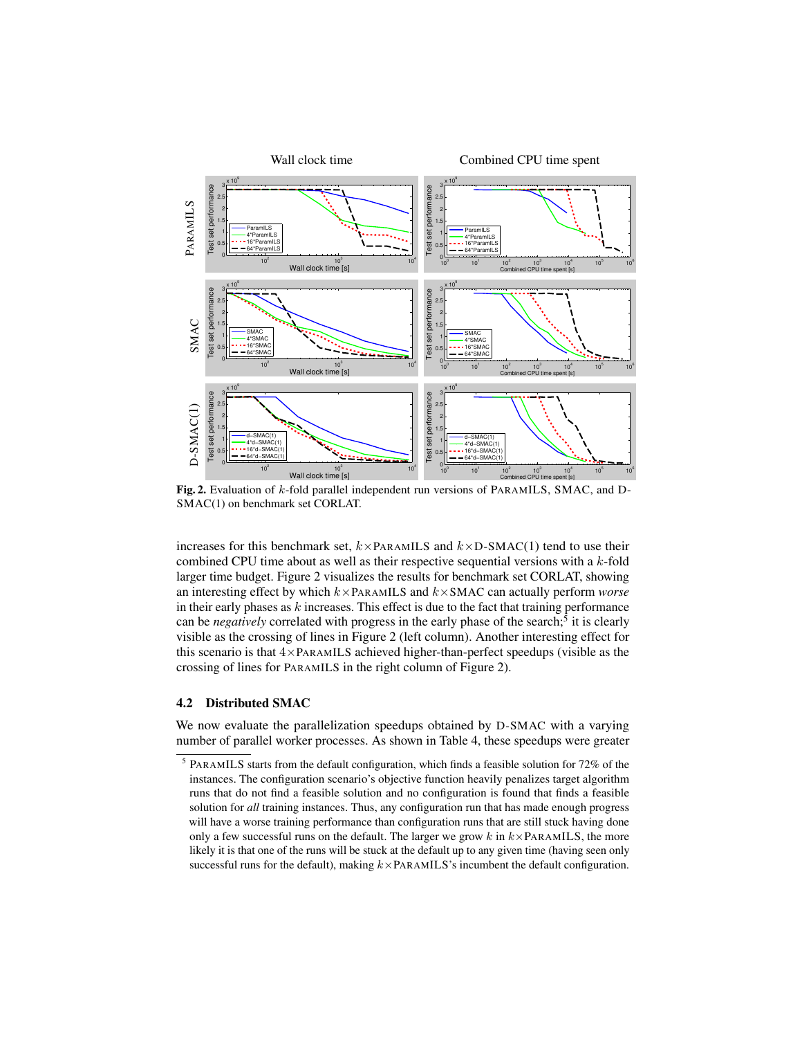**Fig. 2.** Evaluation of $k$-fold parallel independent run versions of PARAMILS, SMAC, and D-SMAC(1) on benchmark set CORLAT.

increases for this benchmark set, $k\times$PARAMILS and $k\times$D-SMAC(1) tend to use their combined CPU time about as well as their respective sequential versions with a $k$-fold larger time budget. Figure 2 visualizes the results for benchmark set CORLAT, showing an interesting effect by which $k\times$PARAMILS and $k\times$SMAC can actually perform *worse* in their early phases as $k$ increases. This effect is due to the fact that training performance can be *negatively* correlated with progress in the early phase of the search;[5] it is clearly visible as the crossing of lines in Figure 2 (left column). Another interesting effect for this scenario is that $4\times$PARAMILS achieved higher-than-perfect speedups (visible as the crossing of lines for PARAMILS in the right column of Figure 2).

### 4.2 Distributed SMAC

We now evaluate the parallelization speedups obtained by D-SMAC with a varying number of parallel worker processes. As shown in Table 4, these speedups were greater

[5] PARAMILS starts from the default configuration, which finds a feasible solution for 72% of the instances. The configuration scenario's objective function heavily penalizes target algorithm runs that do not find a feasible solution and no configuration is found that finds a feasible solution for *all* training instances. Thus, any configuration run that has made enough progress will have a worse training performance than configuration runs that are still stuck having done only a few successful runs on the default. The larger we grow $k$ in $k\times$PARAMILS, the more likely it is that one of the runs will be stuck at the default up to any given time (having seen only successful runs for the default), making $k\times$PARAMILS's incumbent the default configuration.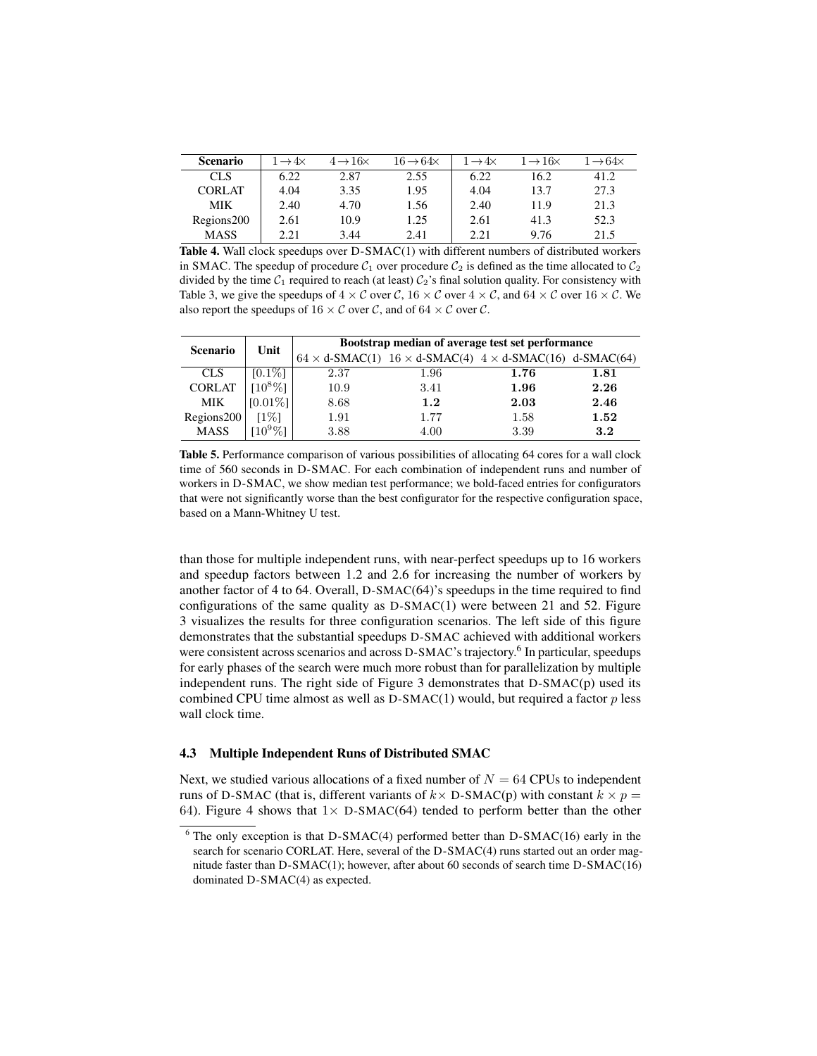| Scenario | $1 \rightarrow 4\times$ | $4 \rightarrow 16\times$ | $16 \rightarrow 64\times$ | $1 \rightarrow 4\times$ | $1 \rightarrow 16\times$ | $1 \rightarrow 64\times$ |
|---|---|---|---|---|---|---|
| CLS | 6.22 | 2.87 | 2.55 | 6.22 | 16.2 | 41.2 |
| CORLAT | 4.04 | 3.35 | 1.95 | 4.04 | 13.7 | 27.3 |
| MIK | 2.40 | 4.70 | 1.56 | 2.40 | 11.9 | 21.3 |
| Regions200 | 2.61 | 10.9 | 1.25 | 2.61 | 41.3 | 52.3 |
| MASS | 2.21 | 3.44 | 2.41 | 2.21 | 9.76 | 21.5 |

**Table 4.** Wall clock speedups over D-SMAC(1) with different numbers of distributed workers in SMAC. The speedup of procedure $\mathcal{C}_1$ over procedure $\mathcal{C}_2$ is defined as the time allocated to $\mathcal{C}_2$ divided by the time $\mathcal{C}_1$ required to reach (at least) $\mathcal{C}_2$'s final solution quality. For consistency with Table 3, we give the speedups of $4 \times \mathcal{C}$ over $\mathcal{C}$, $16 \times \mathcal{C}$ over $4 \times \mathcal{C}$, and $64 \times \mathcal{C}$ over $16 \times \mathcal{C}$. We also report the speedups of $16 \times \mathcal{C}$ over $\mathcal{C}$, and of $64 \times \mathcal{C}$ over $\mathcal{C}$.

| Scenario | Unit | Bootstrap median of average test set performance | | | |
|---|---|---|---|---|---|
| | | $64 \times$ d-SMAC(1) | $16 \times$ d-SMAC(4) | $4 \times$ d-SMAC(16) | d-SMAC(64) |
| CLS | [0.1%] | 2.37 | 1.96 | **1.76** | **1.81** |
| CORLAT | $[10^8\%]$ | 10.9 | 3.41 | **1.96** | **2.26** |
| MIK | [0.01%] | 8.68 | **1.2** | **2.03** | **2.46** |
| Regions200 | [1%] | 1.91 | 1.77 | 1.58 | **1.52** |
| MASS | $[10^9\%]$ | 3.88 | 4.00 | 3.39 | **3.2** |

**Table 5.** Performance comparison of various possibilities of allocating 64 cores for a wall clock time of 560 seconds in D-SMAC. For each combination of independent runs and number of workers in D-SMAC, we show median test performance; we bold-faced entries for configurators that were not significantly worse than the best configurator for the respective configuration space, based on a Mann-Whitney U test.

than those for multiple independent runs, with near-perfect speedups up to 16 workers and speedup factors between 1.2 and 2.6 for increasing the number of workers by another factor of 4 to 64. Overall, D-SMAC(64)'s speedups in the time required to find configurations of the same quality as D-SMAC(1) were between 21 and 52. Figure 3 visualizes the results for three configuration scenarios. The left side of this figure demonstrates that the substantial speedups D-SMAC achieved with additional workers were consistent across scenarios and across D-SMAC's trajectory.[6] In particular, speedups for early phases of the search were much more robust than for parallelization by multiple independent runs. The right side of Figure 3 demonstrates that D-SMAC(p) used its combined CPU time almost as well as D-SMAC(1) would, but required a factor $p$ less wall clock time.

### 4.3 Multiple Independent Runs of Distributed SMAC

Next, we studied various allocations of a fixed number of $N = 64$ CPUs to independent runs of D-SMAC (that is, different variants of $k\times$ D-SMAC(p) with constant $k \times p = 64$). Figure 4 shows that $1\times$ D-SMAC(64) tended to perform better than the other

[6] The only exception is that D-SMAC(4) performed better than D-SMAC(16) early in the search for scenario CORLAT. Here, several of the D-SMAC(4) runs started out an order magnitude faster than D-SMAC(1); however, after about 60 seconds of search time D-SMAC(16) dominated D-SMAC(4) as expected.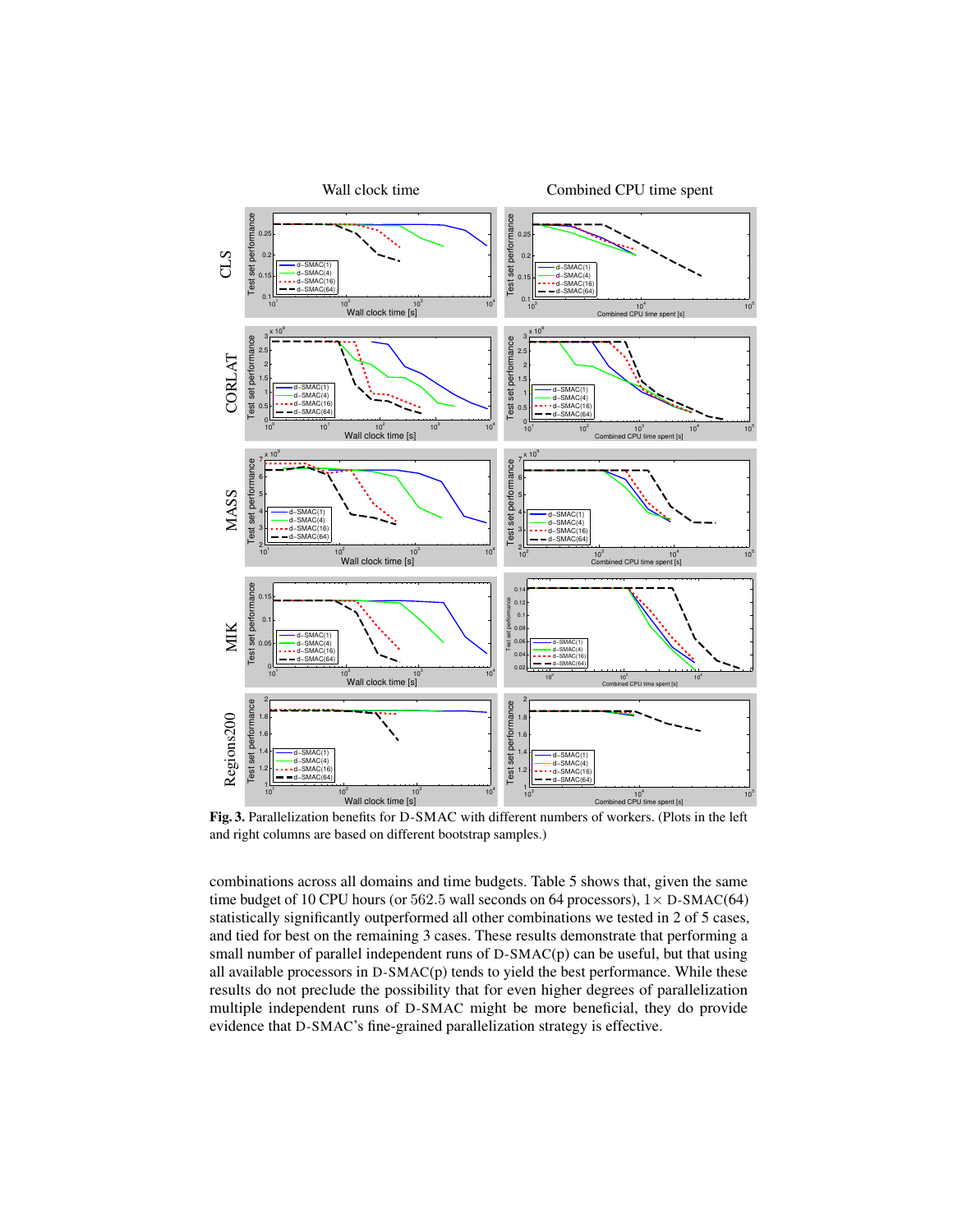**Fig. 3.** Parallelization benefits for D-SMAC with different numbers of workers. (Plots in the left and right columns are based on different bootstrap samples.)

combinations across all domains and time budgets. Table 5 shows that, given the same time budget of 10 CPU hours (or 562.5 wall seconds on 64 processors), 1× D-SMAC(64) statistically significantly outperformed all other combinations we tested in 2 of 5 cases, and tied for best on the remaining 3 cases. These results demonstrate that performing a small number of parallel independent runs of D-SMAC(p) can be useful, but that using all available processors in D-SMAC(p) tends to yield the best performance. While these results do not preclude the possibility that for even higher degrees of parallelization multiple independent runs of D-SMAC might be more beneficial, they do provide evidence that D-SMAC's fine-grained parallelization strategy is effective.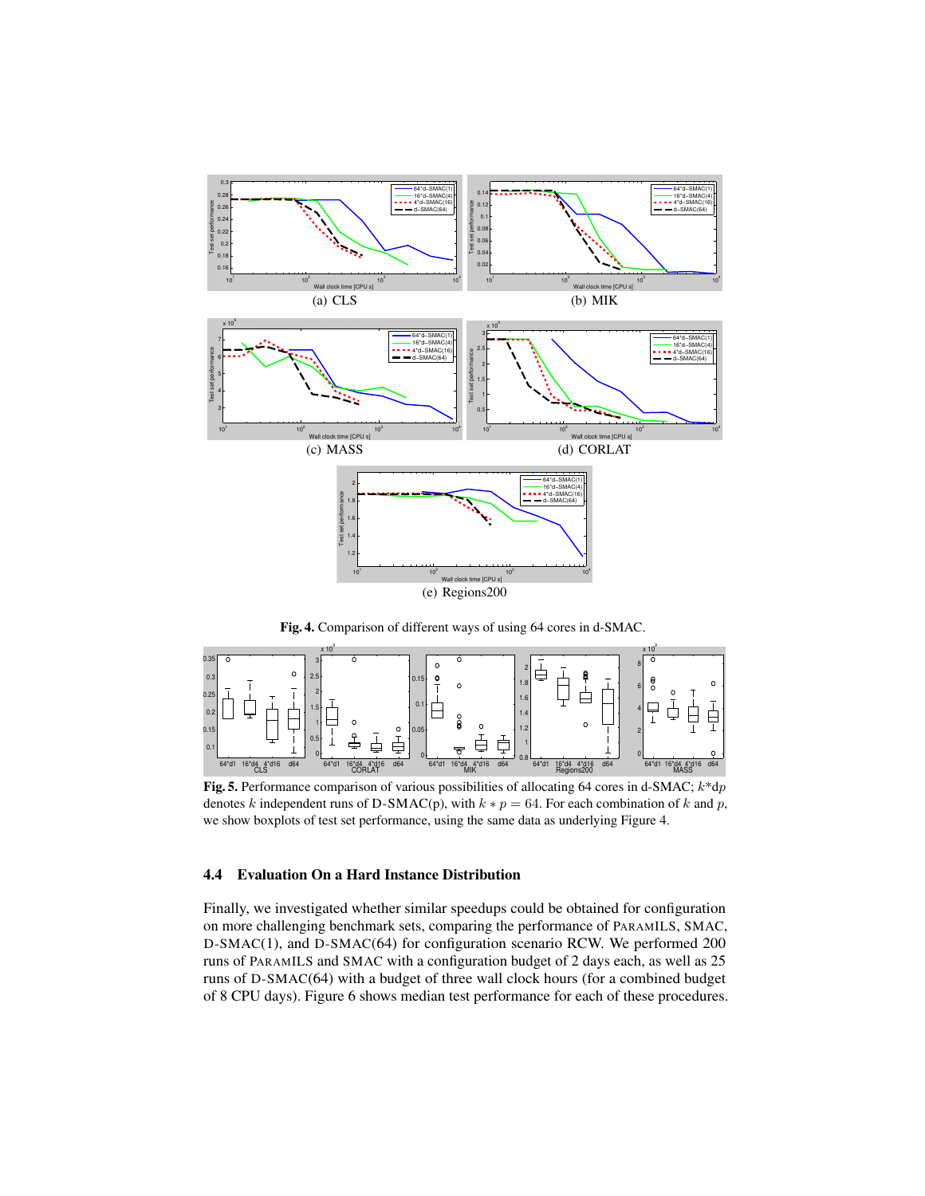(a) CLS

(b) MIK

(c) MASS

(d) CORLAT

(e) Regions200

**Fig. 4.** Comparison of different ways of using 64 cores in d-SMAC.

**Fig. 5.** Performance comparison of various possibilities of allocating 64 cores in d-SMAC; $k$*d$p$ denotes $k$ independent runs of D-SMAC(p), with $k * p = 64$. For each combination of $k$ and $p$, we show boxplots of test set performance, using the same data as underlying Figure 4.

### 4.4 Evaluation On a Hard Instance Distribution

Finally, we investigated whether similar speedups could be obtained for configuration on more challenging benchmark sets, comparing the performance of PARAMILS, SMAC, D-SMAC(1), and D-SMAC(64) for configuration scenario RCW. We performed 200 runs of PARAMILS and SMAC with a configuration budget of 2 days each, as well as 25 runs of D-SMAC(64) with a budget of three wall clock hours (for a combined budget of 8 CPU days). Figure 6 shows median test performance for each of these procedures.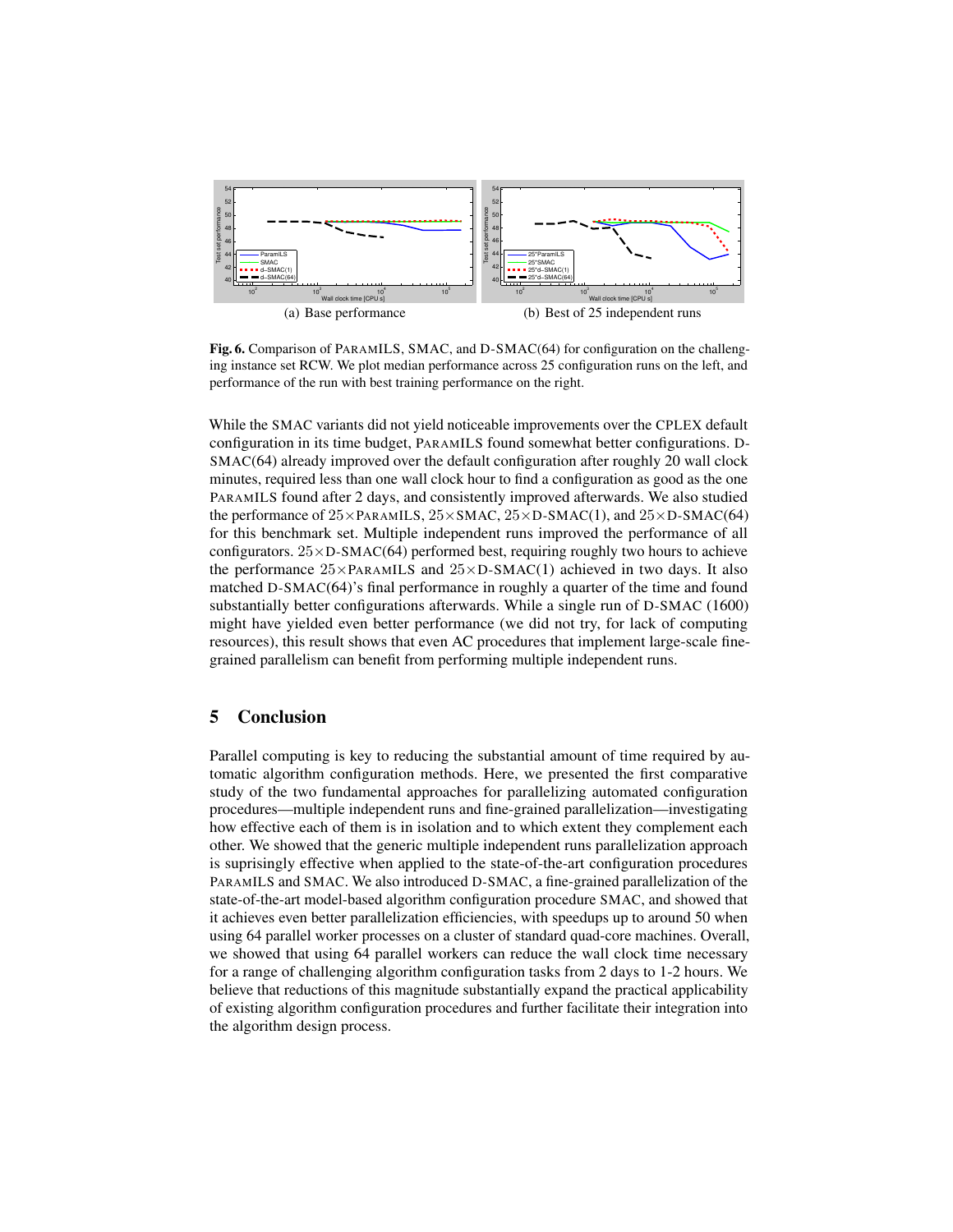(a) Base performance

(b) Best of 25 independent runs

**Fig. 6.** Comparison of PARAMILS, SMAC, and D-SMAC(64) for configuration on the challenging instance set RCW. We plot median performance across 25 configuration runs on the left, and performance of the run with best training performance on the right.

While the SMAC variants did not yield noticeable improvements over the CPLEX default configuration in its time budget, PARAMILS found somewhat better configurations. D-SMAC(64) already improved over the default configuration after roughly 20 wall clock minutes, required less than one wall clock hour to find a configuration as good as the one PARAMILS found after 2 days, and consistently improved afterwards. We also studied the performance of $25\times$PARAMILS, $25\times$SMAC, $25\times$D-SMAC(1), and $25\times$D-SMAC(64) for this benchmark set. Multiple independent runs improved the performance of all configurators. $25\times$D-SMAC(64) performed best, requiring roughly two hours to achieve the performance $25\times$PARAMILS and $25\times$D-SMAC(1) achieved in two days. It also matched D-SMAC(64)'s final performance in roughly a quarter of the time and found substantially better configurations afterwards. While a single run of D-SMAC (1600) might have yielded even better performance (we did not try, for lack of computing resources), this result shows that even AC procedures that implement large-scale fine-grained parallelism can benefit from performing multiple independent runs.

## 5 Conclusion

Parallel computing is key to reducing the substantial amount of time required by automatic algorithm configuration methods. Here, we presented the first comparative study of the two fundamental approaches for parallelizing automated configuration procedures—multiple independent runs and fine-grained parallelization—investigating how effective each of them is in isolation and to which extent they complement each other. We showed that the generic multiple independent runs parallelization approach is suprisingly effective when applied to the state-of-the-art configuration procedures PARAMILS and SMAC. We also introduced D-SMAC, a fine-grained parallelization of the state-of-the-art model-based algorithm configuration procedure SMAC, and showed that it achieves even better parallelization efficiencies, with speedups up to around 50 when using 64 parallel worker processes on a cluster of standard quad-core machines. Overall, we showed that using 64 parallel workers can reduce the wall clock time necessary for a range of challenging algorithm configuration tasks from 2 days to 1-2 hours. We believe that reductions of this magnitude substantially expand the practical applicability of existing algorithm configuration procedures and further facilitate their integration into the algorithm design process.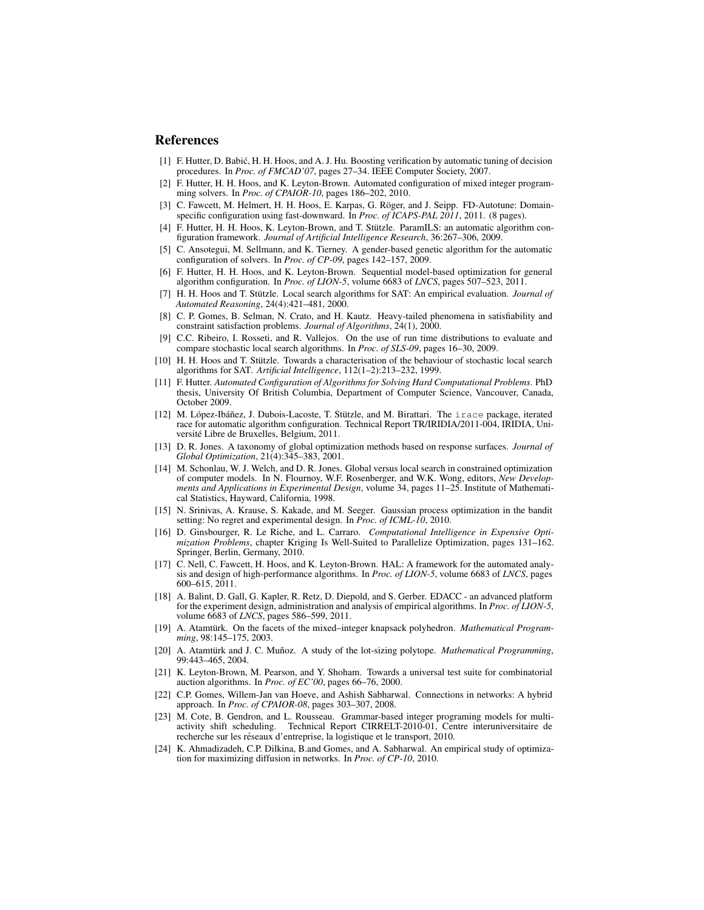## References

[1] F. Hutter, D. Babić, H. H. Hoos, and A. J. Hu. Boosting verification by automatic tuning of decision procedures. In *Proc. of FMCAD'07*, pages 27–34. IEEE Computer Society, 2007.

[2] F. Hutter, H. H. Hoos, and K. Leyton-Brown. Automated configuration of mixed integer programming solvers. In *Proc. of CPAIOR-10*, pages 186–202, 2010.

[3] C. Fawcett, M. Helmert, H. H. Hoos, E. Karpas, G. Röger, and J. Seipp. FD-Autotune: Domain-specific configuration using fast-downward. In *Proc. of ICAPS-PAL 2011*, 2011. (8 pages).

[4] F. Hutter, H. H. Hoos, K. Leyton-Brown, and T. Stützle. ParamILS: an automatic algorithm configuration framework. *Journal of Artificial Intelligence Research*, 36:267–306, 2009.

[5] C. Ansotegui, M. Sellmann, and K. Tierney. A gender-based genetic algorithm for the automatic configuration of solvers. In *Proc. of CP-09*, pages 142–157, 2009.

[6] F. Hutter, H. H. Hoos, and K. Leyton-Brown. Sequential model-based optimization for general algorithm configuration. In *Proc. of LION-5*, volume 6683 of *LNCS*, pages 507–523, 2011.

[7] H. H. Hoos and T. Stützle. Local search algorithms for SAT: An empirical evaluation. *Journal of Automated Reasoning*, 24(4):421–481, 2000.

[8] C. P. Gomes, B. Selman, N. Crato, and H. Kautz. Heavy-tailed phenomena in satisfiability and constraint satisfaction problems. *Journal of Algorithms*, 24(1), 2000.

[9] C.C. Ribeiro, I. Rosseti, and R. Vallejos. On the use of run time distributions to evaluate and compare stochastic local search algorithms. In *Proc. of SLS-09*, pages 16–30, 2009.

[10] H. H. Hoos and T. Stützle. Towards a characterisation of the behaviour of stochastic local search algorithms for SAT. *Artificial Intelligence*, 112(1–2):213–232, 1999.

[11] F. Hutter. *Automated Configuration of Algorithms for Solving Hard Computational Problems*. PhD thesis, University Of British Columbia, Department of Computer Science, Vancouver, Canada, October 2009.

[12] M. López-Ibáñez, J. Dubois-Lacoste, T. Stützle, and M. Birattari. The irace package, iterated race for automatic algorithm configuration. Technical Report TR/IRIDIA/2011-004, IRIDIA, Université Libre de Bruxelles, Belgium, 2011.

[13] D. R. Jones. A taxonomy of global optimization methods based on response surfaces. *Journal of Global Optimization*, 21(4):345–383, 2001.

[14] M. Schonlau, W. J. Welch, and D. R. Jones. Global versus local search in constrained optimization of computer models. In N. Flournoy, W.F. Rosenberger, and W.K. Wong, editors, *New Developments and Applications in Experimental Design*, volume 34, pages 11–25. Institute of Mathematical Statistics, Hayward, California, 1998.

[15] N. Srinivas, A. Krause, S. Kakade, and M. Seeger. Gaussian process optimization in the bandit setting: No regret and experimental design. In *Proc. of ICML-10*, 2010.

[16] D. Ginsbourger, R. Le Riche, and L. Carraro. *Computational Intelligence in Expensive Optimization Problems*, chapter Kriging Is Well-Suited to Parallelize Optimization, pages 131–162. Springer, Berlin, Germany, 2010.

[17] C. Nell, C. Fawcett, H. Hoos, and K. Leyton-Brown. HAL: A framework for the automated analysis and design of high-performance algorithms. In *Proc. of LION-5*, volume 6683 of *LNCS*, pages 600–615, 2011.

[18] A. Balint, D. Gall, G. Kapler, R. Retz, D. Diepold, and S. Gerber. EDACC - an advanced platform for the experiment design, administration and analysis of empirical algorithms. In *Proc. of LION-5*, volume 6683 of *LNCS*, pages 586–599, 2011.

[19] A. Atamtürk. On the facets of the mixed–integer knapsack polyhedron. *Mathematical Programming*, 98:145–175, 2003.

[20] A. Atamtürk and J. C. Muñoz. A study of the lot-sizing polytope. *Mathematical Programming*, 99:443–465, 2004.

[21] K. Leyton-Brown, M. Pearson, and Y. Shoham. Towards a universal test suite for combinatorial auction algorithms. In *Proc. of EC'00*, pages 66–76, 2000.

[22] C.P. Gomes, Willem-Jan van Hoeve, and Ashish Sabharwal. Connections in networks: A hybrid approach. In *Proc. of CPAIOR-08*, pages 303–307, 2008.

[23] M. Cote, B. Gendron, and L. Rousseau. Grammar-based integer programing models for multi-activity shift scheduling. Technical Report CIRRELT-2010-01, Centre interuniversitaire de recherche sur les réseaux d'entreprise, la logistique et le transport, 2010.

[24] K. Ahmadizadeh, C.P. Dilkina, B.and Gomes, and A. Sabharwal. An empirical study of optimization for maximizing diffusion in networks. In *Proc. of CP-10*, 2010.